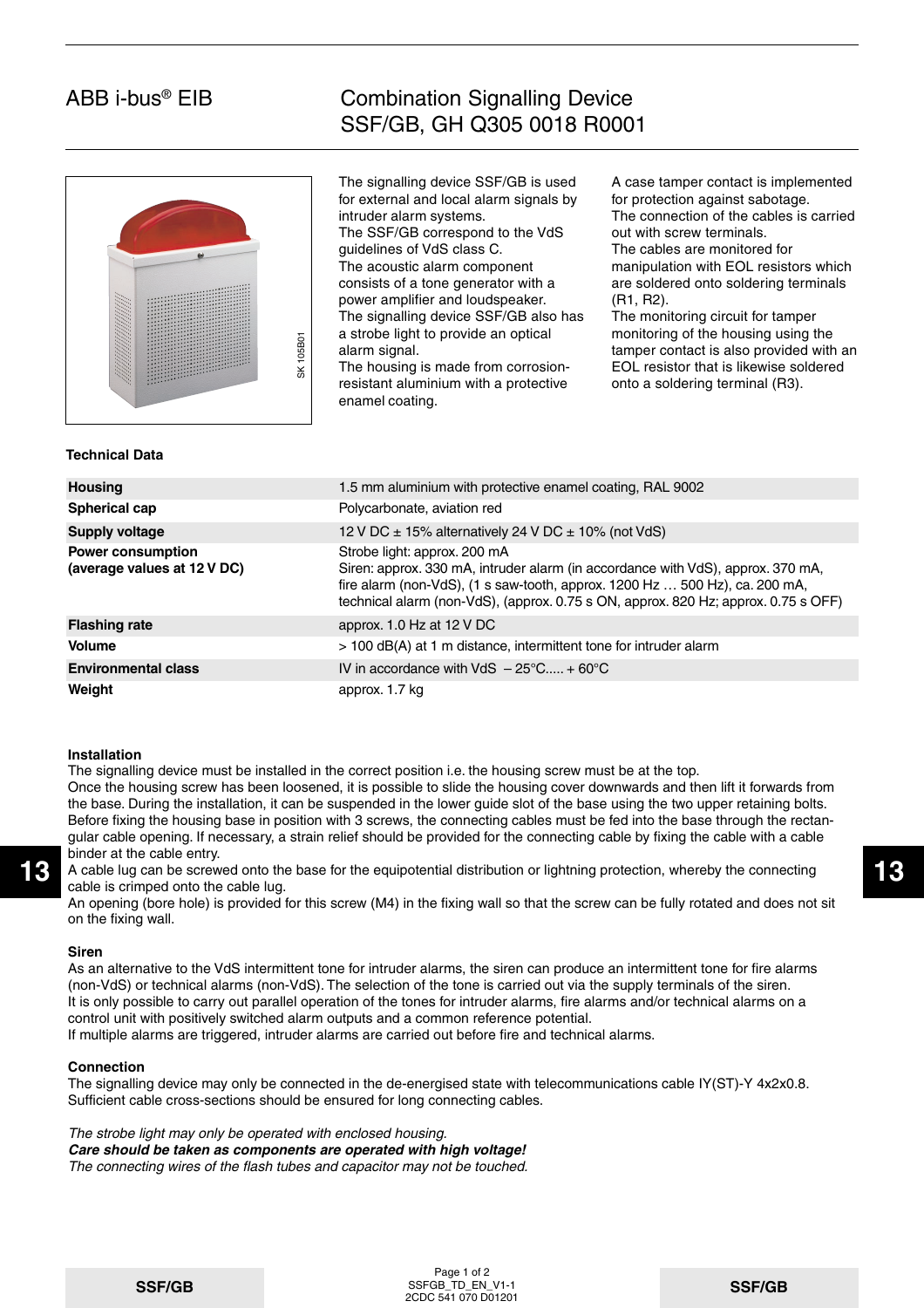# ABB i-bus® EIB

# Combination Signalling Device SSF/GB, GH Q305 0018 R0001

The signalling device SSF/GB is used for external and local alarm signals by intruder alarm systems.
The SSF/GB correspond to the VdS guidelines of VdS class C.
The acoustic alarm component consists of a tone generator with a power amplifier and loudspeaker.
The signalling device SSF/GB also has a strobe light to provide an optical alarm signal.
The housing is made from corrosion-resistant aluminium with a protective enamel coating.

A case tamper contact is implemented for protection against sabotage.
The connection of the cables is carried out with screw terminals.
The cables are monitored for manipulation with EOL resistors which are soldered onto soldering terminals (R1, R2).
The monitoring circuit for tamper monitoring of the housing using the tamper contact is also provided with an EOL resistor that is likewise soldered onto a soldering terminal (R3).

SK 105B01

### Technical Data

| | |
|---|---|
| **Housing** | 1.5 mm aluminium with protective enamel coating, RAL 9002 |
| **Spherical cap** | Polycarbonate, aviation red |
| **Supply voltage** | 12 V DC ± 15% alternatively 24 V DC ± 10% (not VdS) |
| **Power consumption (average values at 12 V DC)** | Strobe light: approx. 200 mA<br>Siren: approx. 330 mA, intruder alarm (in accordance with VdS), approx. 370 mA, fire alarm (non-VdS), (1 s saw-tooth, approx. 1200 Hz … 500 Hz), ca. 200 mA, technical alarm (non-VdS), (approx. 0.75 s ON, approx. 820 Hz; approx. 0.75 s OFF) |
| **Flashing rate** | approx. 1.0 Hz at 12 V DC |
| **Volume** | > 100 dB(A) at 1 m distance, intermittent tone for intruder alarm |
| **Environmental class** | IV in accordance with VdS – 25°C..... + 60°C |
| **Weight** | approx. 1.7 kg |

### Installation

The signalling device must be installed in the correct position i.e. the housing screw must be at the top.
Once the housing screw has been loosened, it is possible to slide the housing cover downwards and then lift it forwards from the base. During the installation, it can be suspended in the lower guide slot of the base using the two upper retaining bolts.
Before fixing the housing base in position with 3 screws, the connecting cables must be fed into the base through the rectangular cable opening. If necessary, a strain relief should be provided for the connecting cable by fixing the cable with a cable binder at the cable entry.
A cable lug can be screwed onto the base for the equipotential distribution or lightning protection, whereby the connecting cable is crimped onto the cable lug.
An opening (bore hole) is provided for this screw (M4) in the fixing wall so that the screw can be fully rotated and does not sit on the fixing wall.

### Siren

As an alternative to the VdS intermittent tone for intruder alarms, the siren can produce an intermittent tone for fire alarms (non-VdS) or technical alarms (non-VdS). The selection of the tone is carried out via the supply terminals of the siren.
It is only possible to carry out parallel operation of the tones for intruder alarms, fire alarms and/or technical alarms on a control unit with positively switched alarm outputs and a common reference potential.
If multiple alarms are triggered, intruder alarms are carried out before fire and technical alarms.

### Connection

The signalling device may only be connected in the de-energised state with telecommunications cable IY(ST)-Y 4x2x0.8.
Sufficient cable cross-sections should be ensured for long connecting cables.

*The strobe light may only be operated with enclosed housing.*
***Care should be taken as components are operated with high voltage!***
*The connecting wires of the flash tubes and capacitor may not be touched.*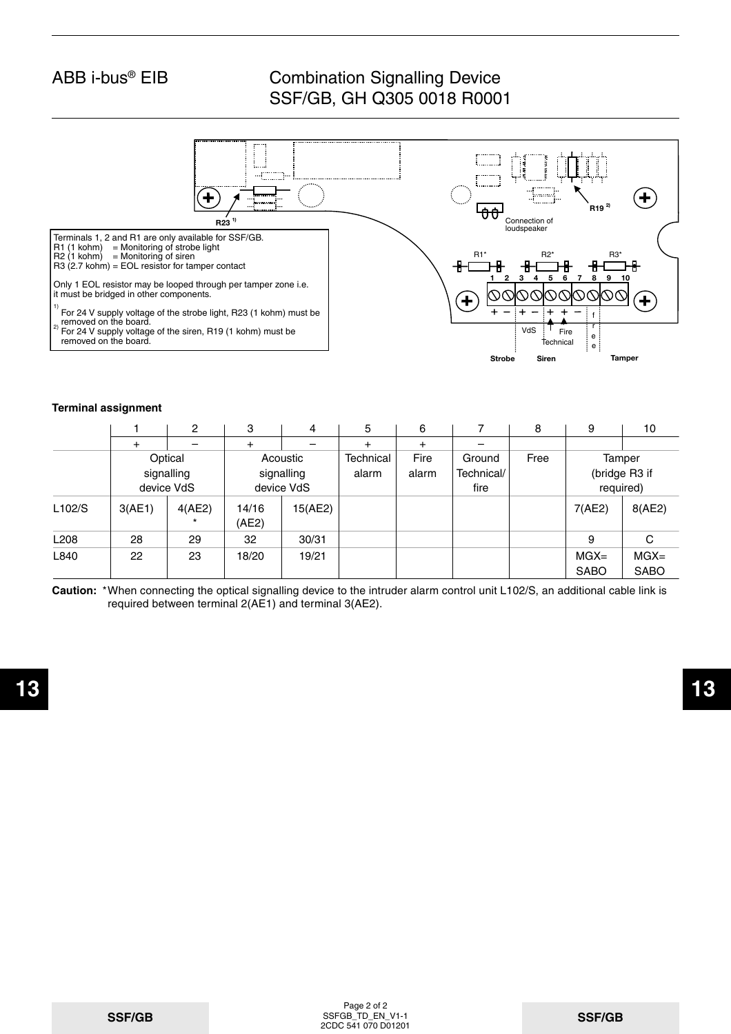Terminals 1, 2 and R1 are only available for SSF/GB.
R1 (1 kohm) = Monitoring of strobe light
R2 (1 kohm) = Monitoring of siren
R3 (2.7 kohm) = EOL resistor for tamper contact

Only 1 EOL resistor may be looped through per tamper zone i.e. it must be bridged in other components.

1) For 24 V supply voltage of the strobe light, R23 (1 kohm) must be removed on the board.
2) For 24 V supply voltage of the siren, R19 (1 kohm) must be removed on the board.

R23 1)

R19 2)

Connection of loudspeaker

R1* R2* R3*

1 2 3 4 5 6 7 8 9 10

+ − + − + + − free

VdS Fire Technical

Strobe Siren Tamper

**Terminal assignment**

| | 1 | 2 | 3 | 4 | 5 | 6 | 7 | 8 | 9 | 10 |
|---|---|---|---|---|---|---|---|---|---|---|
| | + | − | + | − | + | + | − | | | |
| | Optical signalling device VdS | | Acoustic signalling device VdS | | Technical alarm | Fire alarm | Ground Technical/ fire | Free | Tamper (bridge R3 if required) | |
| L102/S | 3(AE1) | 4(AE2) * | 14/16 (AE2) | 15(AE2) | | | | | 7(AE2) | 8(AE2) |
| L208 | 28 | 29 | 32 | 30/31 | | | | | 9 | C |
| L840 | 22 | 23 | 18/20 | 19/21 | | | | | MGX= SABO | MGX= SABO |

**Caution:** *When connecting the optical signalling device to the intruder alarm control unit L102/S, an additional cable link is required between terminal 2(AE1) and terminal 3(AE2).